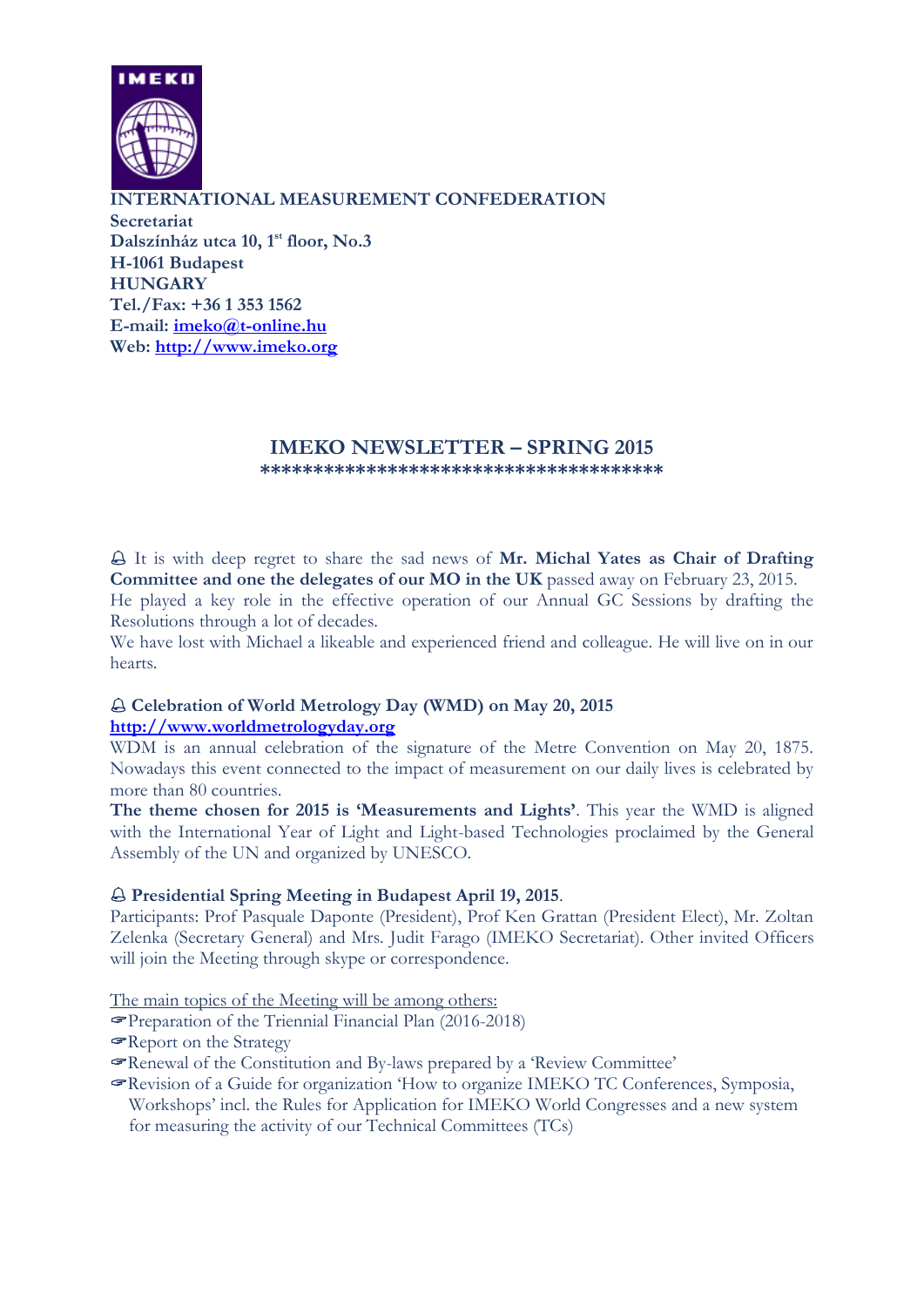**INTERNATIONAL MEASUREMENT CONFEDERATION**
**Secretariat**
**Dalszínház utca 10, 1st floor, No.3**
**H-1061 Budapest**
**HUNGARY**
**Tel./Fax: +36 1 353 1562**
**E-mail: imeko@t-online.hu**
**Web: http://www.imeko.org**

# IMEKO NEWSLETTER – SPRING 2015

**************************************

🕭 It is with deep regret to share the sad news of **Mr. Michal Yates as Chair of Drafting Committee and one the delegates of our MO in the UK** passed away on February 23, 2015.
He played a key role in the effective operation of our Annual GC Sessions by drafting the Resolutions through a lot of decades.
We have lost with Michael a likeable and experienced friend and colleague. He will live on in our hearts.

### 🕭 Celebration of World Metrology Day (WMD) on May 20, 2015

**http://www.worldmetrologyday.org**

WDM is an annual celebration of the signature of the Metre Convention on May 20, 1875. Nowadays this event connected to the impact of measurement on our daily lives is celebrated by more than 80 countries.
**The theme chosen for 2015 is 'Measurements and Lights'**. This year the WMD is aligned with the International Year of Light and Light-based Technologies proclaimed by the General Assembly of the UN and organized by UNESCO.

### 🕭 Presidential Spring Meeting in Budapest April 19, 2015.

Participants: Prof Pasquale Daponte (President), Prof Ken Grattan (President Elect), Mr. Zoltan Zelenka (Secretary General) and Mrs. Judit Farago (IMEKO Secretariat). Other invited Officers will join the Meeting through skype or correspondence.

The main topics of the Meeting will be among others:

- ☞Preparation of the Triennial Financial Plan (2016-2018)
- ☞Report on the Strategy
- ☞Renewal of the Constitution and By-laws prepared by a 'Review Committee'
- ☞Revision of a Guide for organization 'How to organize IMEKO TC Conferences, Symposia, Workshops' incl. the Rules for Application for IMEKO World Congresses and a new system for measuring the activity of our Technical Committees (TCs)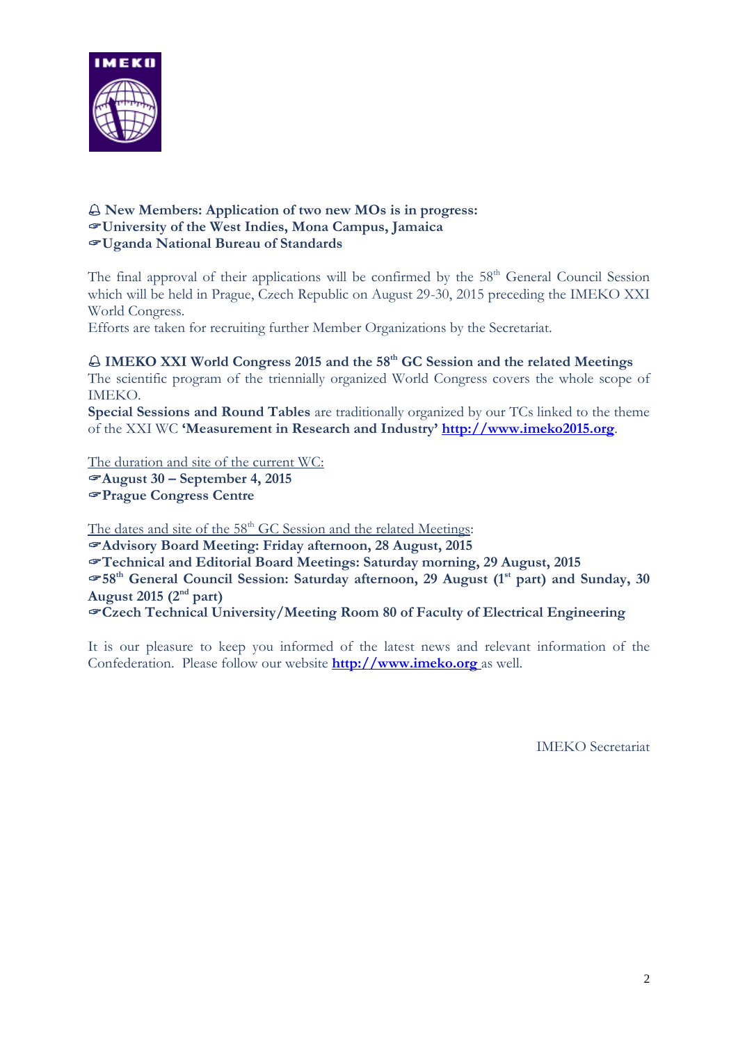🔔 **New Members: Application of two new MOs is in progress:**
☞**University of the West Indies, Mona Campus, Jamaica**
☞**Uganda National Bureau of Standards**

The final approval of their applications will be confirmed by the 58th General Council Session which will be held in Prague, Czech Republic on August 29-30, 2015 preceding the IMEKO XXI World Congress.
Efforts are taken for recruiting further Member Organizations by the Secretariat.

🔔 **IMEKO XXI World Congress 2015 and the 58th GC Session and the related Meetings**
The scientific program of the triennially organized World Congress covers the whole scope of IMEKO.
**Special Sessions and Round Tables** are traditionally organized by our TCs linked to the theme of the XXI WC **'Measurement in Research and Industry'** **http://www.imeko2015.org**.

The duration and site of the current WC:
☞**August 30 – September 4, 2015**
☞**Prague Congress Centre**

The dates and site of the 58th GC Session and the related Meetings:
☞**Advisory Board Meeting: Friday afternoon, 28 August, 2015**
☞**Technical and Editorial Board Meetings: Saturday morning, 29 August, 2015**
☞**58th General Council Session: Saturday afternoon, 29 August (1st part) and Sunday, 30 August 2015 (2nd part)**
☞**Czech Technical University/Meeting Room 80 of Faculty of Electrical Engineering**

It is our pleasure to keep you informed of the latest news and relevant information of the Confederation. Please follow our website **http://www.imeko.org** as well.

IMEKO Secretariat